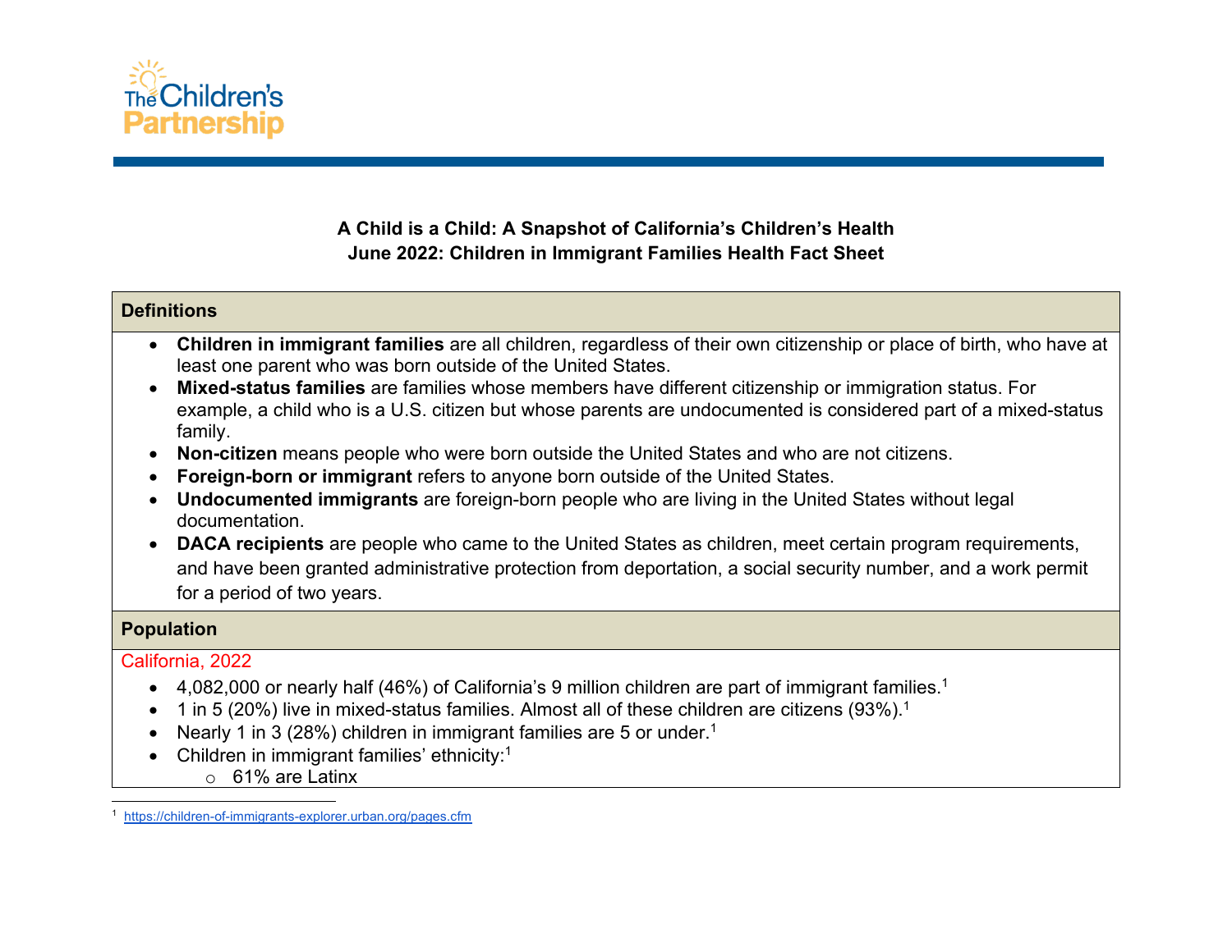The Children's Partnership

**A Child is a Child: A Snapshot of California's Children's Health**
**June 2022: Children in Immigrant Families Health Fact Sheet**

## Definitions

- **Children in immigrant families** are all children, regardless of their own citizenship or place of birth, who have at least one parent who was born outside of the United States.
- **Mixed-status families** are families whose members have different citizenship or immigration status. For example, a child who is a U.S. citizen but whose parents are undocumented is considered part of a mixed-status family.
- **Non-citizen** means people who were born outside the United States and who are not citizens.
- **Foreign-born or immigrant** refers to anyone born outside of the United States.
- **Undocumented immigrants** are foreign-born people who are living in the United States without legal documentation.
- **DACA recipients** are people who came to the United States as children, meet certain program requirements, and have been granted administrative protection from deportation, a social security number, and a work permit for a period of two years.

## Population

California, 2022

- 4,082,000 or nearly half (46%) of California's 9 million children are part of immigrant families.[1]
- 1 in 5 (20%) live in mixed-status families. Almost all of these children are citizens (93%).[1]
- Nearly 1 in 3 (28%) children in immigrant families are 5 or under.[1]
- Children in immigrant families' ethnicity:[1]
  - 61% are Latinx

[1] https://children-of-immigrants-explorer.urban.org/pages.cfm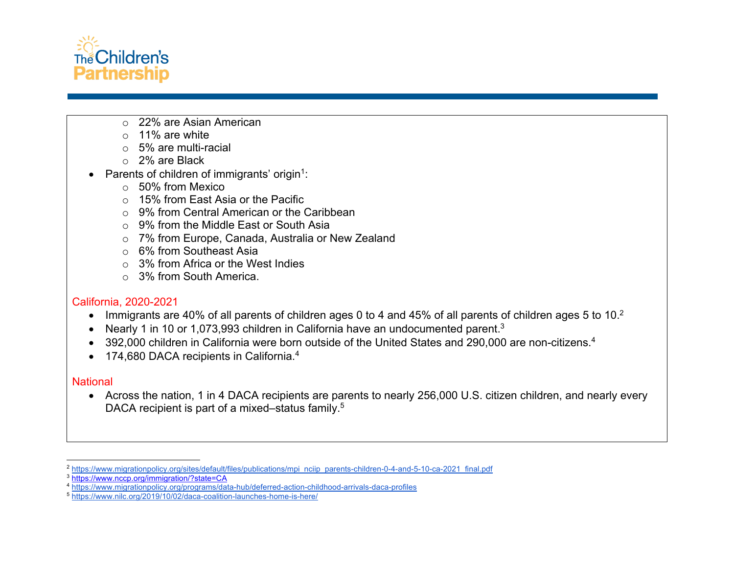- 22% are Asian American
    - 11% are white
    - 5% are multi-racial
    - 2% are Black
- Parents of children of immigrants' origin[1]:
    - 50% from Mexico
    - 15% from East Asia or the Pacific
    - 9% from Central American or the Caribbean
    - 9% from the Middle East or South Asia
    - 7% from Europe, Canada, Australia or New Zealand
    - 6% from Southeast Asia
    - 3% from Africa or the West Indies
    - 3% from South America.

California, 2020-2021

- Immigrants are 40% of all parents of children ages 0 to 4 and 45% of all parents of children ages 5 to 10.[2]
- Nearly 1 in 10 or 1,073,993 children in California have an undocumented parent.[3]
- 392,000 children in California were born outside of the United States and 290,000 are non-citizens.[4]
- 174,680 DACA recipients in California.[4]

National

- Across the nation, 1 in 4 DACA recipients are parents to nearly 256,000 U.S. citizen children, and nearly every DACA recipient is part of a mixed–status family.[5]

[2] https://www.migrationpolicy.org/sites/default/files/publications/mpi_nciip_parents-children-0-4-and-5-10-ca-2021_final.pdf

[3] https://www.nccp.org/immigration/?state=CA

[4] https://www.migrationpolicy.org/programs/data-hub/deferred-action-childhood-arrivals-daca-profiles

[5] https://www.nilc.org/2019/10/02/daca-coalition-launches-home-is-here/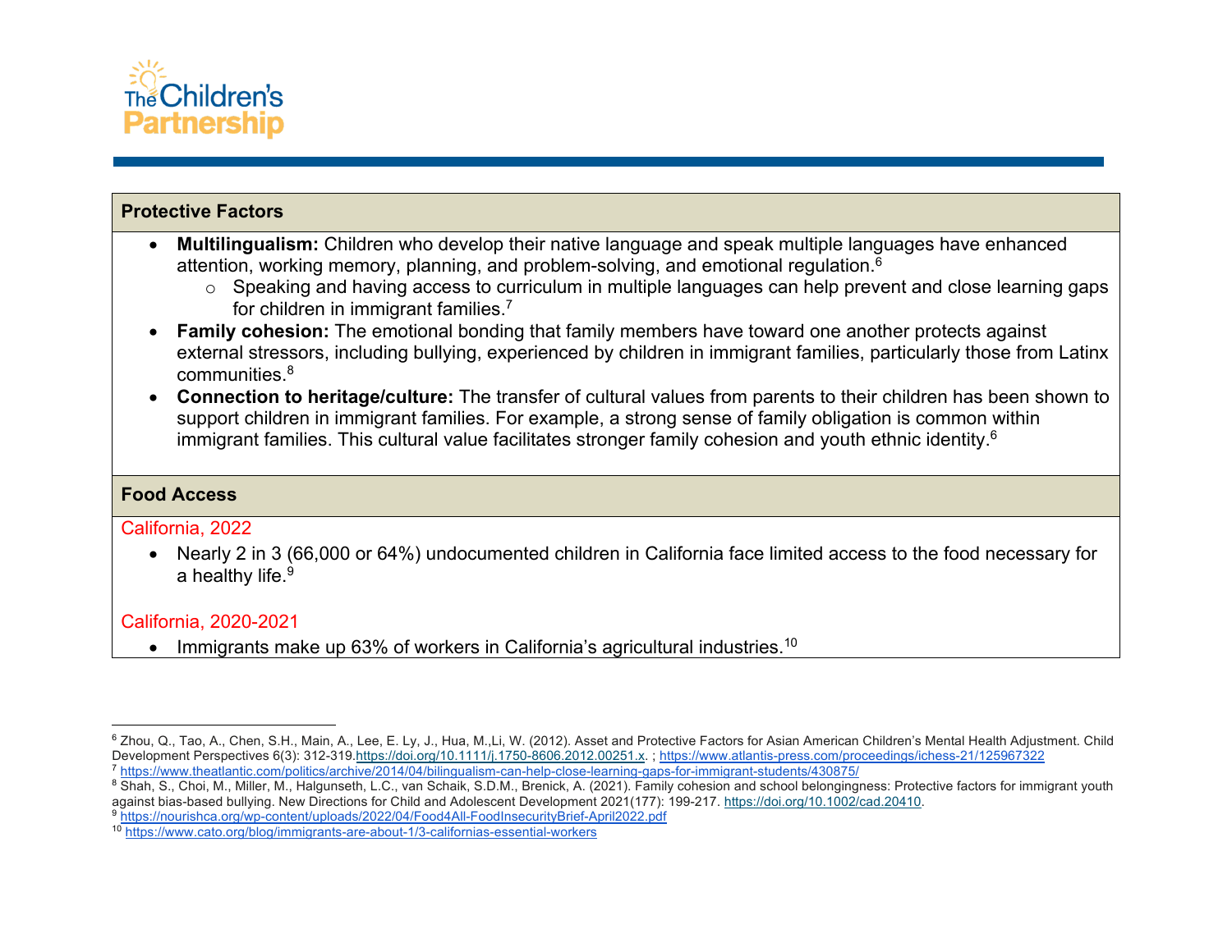## Protective Factors

- **Multilingualism:** Children who develop their native language and speak multiple languages have enhanced attention, working memory, planning, and problem-solving, and emotional regulation.[6]
  - Speaking and having access to curriculum in multiple languages can help prevent and close learning gaps for children in immigrant families.[7]
- **Family cohesion:** The emotional bonding that family members have toward one another protects against external stressors, including bullying, experienced by children in immigrant families, particularly those from Latinx communities.[8]
- **Connection to heritage/culture:** The transfer of cultural values from parents to their children has been shown to support children in immigrant families. For example, a strong sense of family obligation is common within immigrant families. This cultural value facilitates stronger family cohesion and youth ethnic identity.[6]

## Food Access

California, 2022

- Nearly 2 in 3 (66,000 or 64%) undocumented children in California face limited access to the food necessary for a healthy life.[9]

California, 2020-2021

- Immigrants make up 63% of workers in California's agricultural industries.[10]

---

[6] Zhou, Q., Tao, A., Chen, S.H., Main, A., Lee, E. Ly, J., Hua, M.,Li, W. (2012). Asset and Protective Factors for Asian American Children's Mental Health Adjustment. Child Development Perspectives 6(3): 312-319.https://doi.org/10.1111/j.1750-8606.2012.00251.x. ; https://www.atlantis-press.com/proceedings/ichess-21/125967322

[7] https://www.theatlantic.com/politics/archive/2014/04/bilingualism-can-help-close-learning-gaps-for-immigrant-students/430875/

[8] Shah, S., Choi, M., Miller, M., Halgunseth, L.C., van Schaik, S.D.M., Brenick, A. (2021). Family cohesion and school belongingness: Protective factors for immigrant youth against bias-based bullying. New Directions for Child and Adolescent Development 2021(177): 199-217. https://doi.org/10.1002/cad.20410.

[9] https://nourishca.org/wp-content/uploads/2022/04/Food4All-FoodInsecurityBrief-April2022.pdf

[10] https://www.cato.org/blog/immigrants-are-about-1/3-californias-essential-workers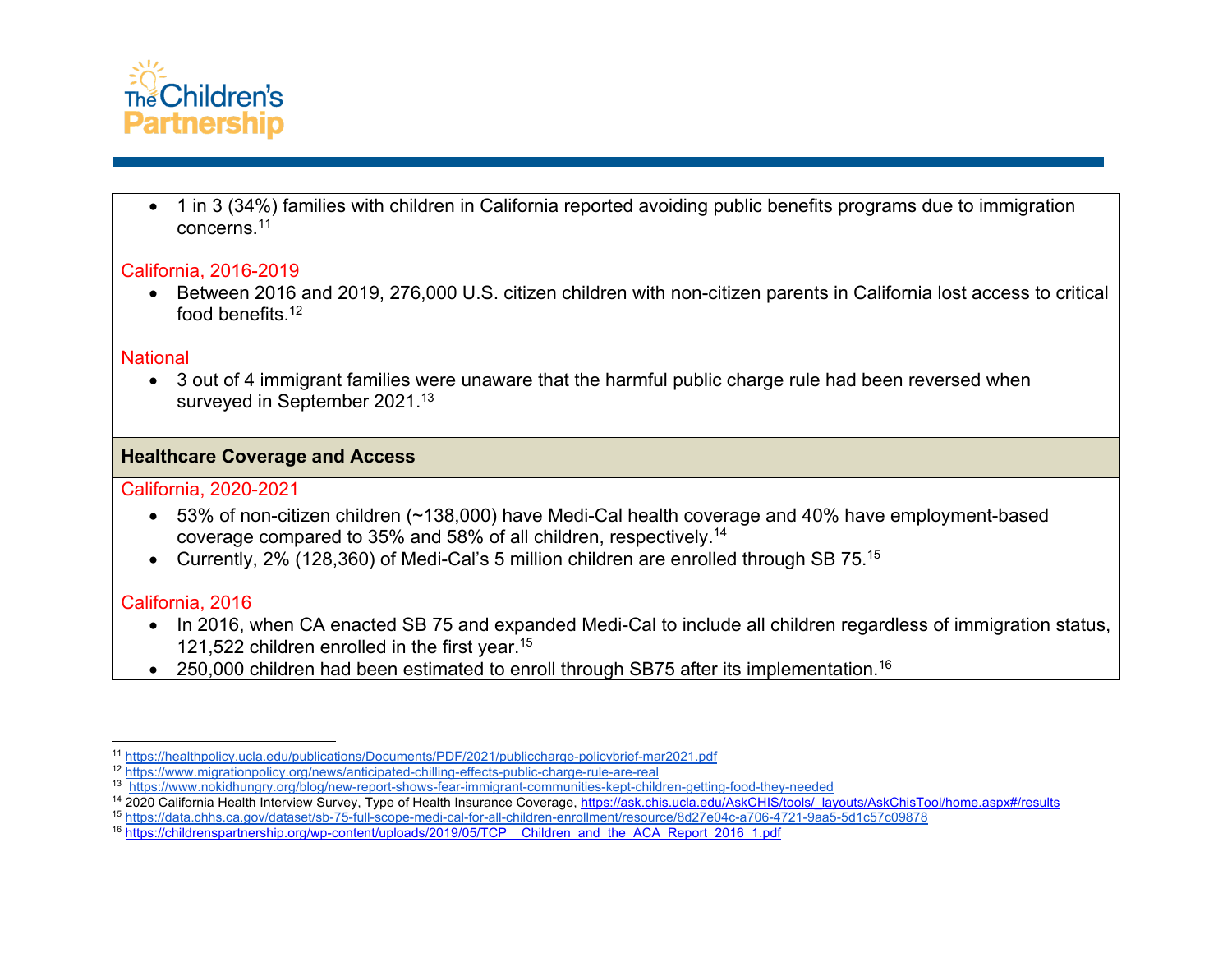- 1 in 3 (34%) families with children in California reported avoiding public benefits programs due to immigration concerns.[11]

California, 2016-2019

- Between 2016 and 2019, 276,000 U.S. citizen children with non-citizen parents in California lost access to critical food benefits.[12]

National

- 3 out of 4 immigrant families were unaware that the harmful public charge rule had been reversed when surveyed in September 2021.[13]

**Healthcare Coverage and Access**

California, 2020-2021

- 53% of non-citizen children (~138,000) have Medi-Cal health coverage and 40% have employment-based coverage compared to 35% and 58% of all children, respectively.[14]
- Currently, 2% (128,360) of Medi-Cal's 5 million children are enrolled through SB 75.[15]

California, 2016

- In 2016, when CA enacted SB 75 and expanded Medi-Cal to include all children regardless of immigration status, 121,522 children enrolled in the first year.[15]
- 250,000 children had been estimated to enroll through SB75 after its implementation.[16]

---

[11] https://healthpolicy.ucla.edu/publications/Documents/PDF/2021/publiccharge-policybrief-mar2021.pdf
[12] https://www.migrationpolicy.org/news/anticipated-chilling-effects-public-charge-rule-are-real
[13] https://www.nokidhungry.org/blog/new-report-shows-fear-immigrant-communities-kept-children-getting-food-they-needed
[14] 2020 California Health Interview Survey, Type of Health Insurance Coverage, https://ask.chis.ucla.edu/AskCHIS/tools/_layouts/AskChisTool/home.aspx#/results
[15] https://data.chhs.ca.gov/dataset/sb-75-full-scope-medi-cal-for-all-children-enrollment/resource/8d27e04c-a706-4721-9aa5-5d1c57c09878
[16] https://childrenspartnership.org/wp-content/uploads/2019/05/TCP__Children_and_the_ACA_Report_2016_1.pdf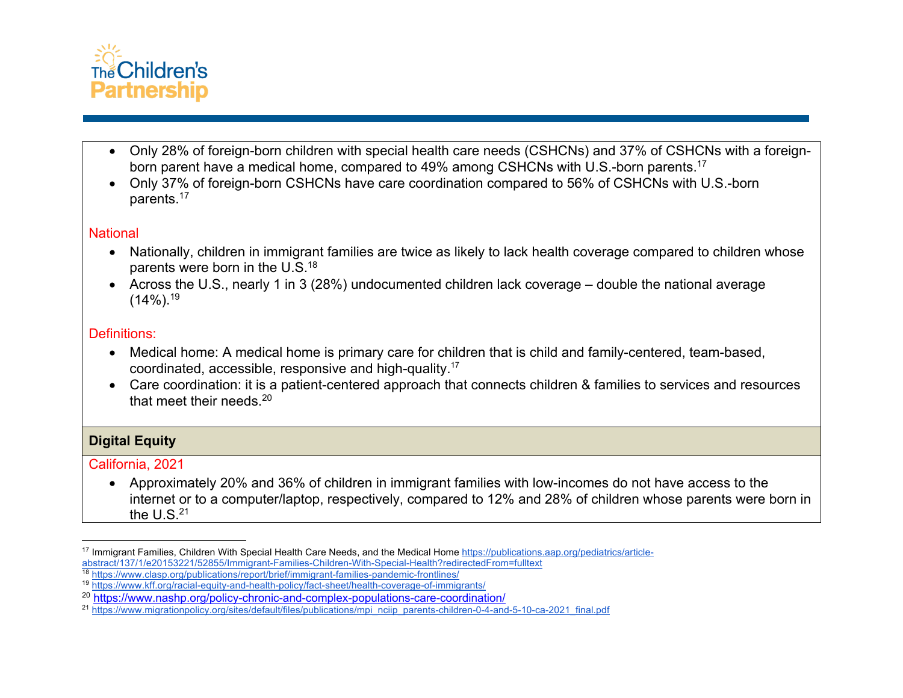- Only 28% of foreign-born children with special health care needs (CSHCNs) and 37% of CSHCNs with a foreign-born parent have a medical home, compared to 49% among CSHCNs with U.S.-born parents.[17]
- Only 37% of foreign-born CSHCNs have care coordination compared to 56% of CSHCNs with U.S.-born parents.[17]

National

- Nationally, children in immigrant families are twice as likely to lack health coverage compared to children whose parents were born in the U.S.[18]
- Across the U.S., nearly 1 in 3 (28%) undocumented children lack coverage – double the national average (14%).[19]

Definitions:

- Medical home: A medical home is primary care for children that is child and family-centered, team-based, coordinated, accessible, responsive and high-quality.[17]
- Care coordination: it is a patient-centered approach that connects children & families to services and resources that meet their needs.[20]

**Digital Equity**

California, 2021

- Approximately 20% and 36% of children in immigrant families with low-incomes do not have access to the internet or to a computer/laptop, respectively, compared to 12% and 28% of children whose parents were born in the U.S.[21]

---

[17] Immigrant Families, Children With Special Health Care Needs, and the Medical Home https://publications.aap.org/pediatrics/article-abstract/137/1/e20153221/52855/Immigrant-Families-Children-With-Special-Health?redirectedFrom=fulltext

[18] https://www.clasp.org/publications/report/brief/immigrant-families-pandemic-frontlines/

[19] https://www.kff.org/racial-equity-and-health-policy/fact-sheet/health-coverage-of-immigrants/

[20] https://www.nashp.org/policy-chronic-and-complex-populations-care-coordination/

[21] https://www.migrationpolicy.org/sites/default/files/publications/mpi_nciip_parents-children-0-4-and-5-10-ca-2021_final.pdf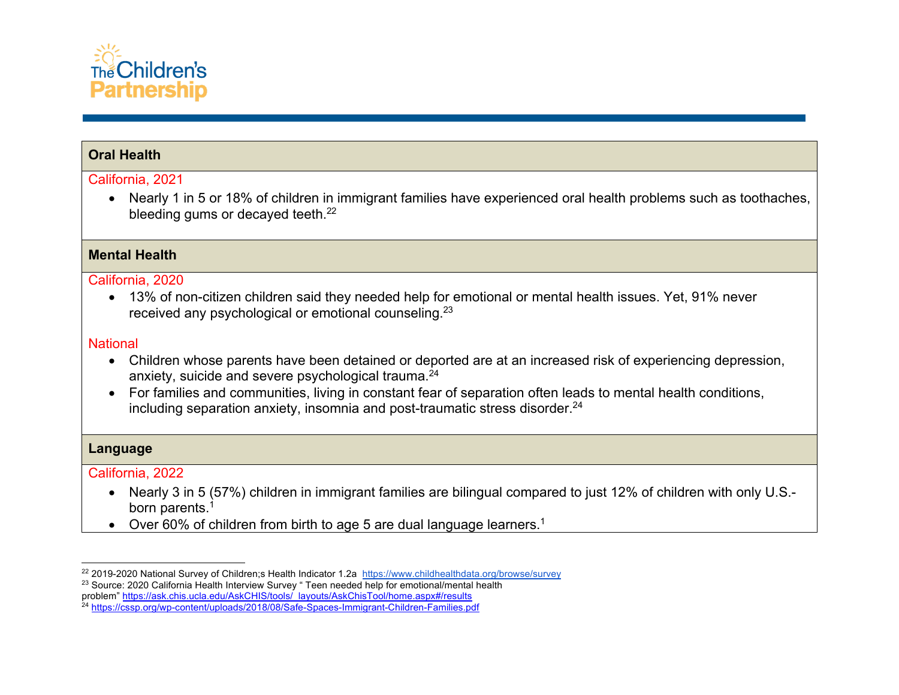The Children's Partnership

### Oral Health

California, 2021

- Nearly 1 in 5 or 18% of children in immigrant families have experienced oral health problems such as toothaches, bleeding gums or decayed teeth.[22]

### Mental Health

California, 2020

- 13% of non-citizen children said they needed help for emotional or mental health issues. Yet, 91% never received any psychological or emotional counseling.[23]

National

- Children whose parents have been detained or deported are at an increased risk of experiencing depression, anxiety, suicide and severe psychological trauma.[24]
- For families and communities, living in constant fear of separation often leads to mental health conditions, including separation anxiety, insomnia and post-traumatic stress disorder.[24]

### Language

California, 2022

- Nearly 3 in 5 (57%) children in immigrant families are bilingual compared to just 12% of children with only U.S.-born parents.[1]
- Over 60% of children from birth to age 5 are dual language learners.[1]

---

[22] 2019-2020 National Survey of Children;s Health Indicator 1.2a https://www.childhealthdata.org/browse/survey

[23] Source: 2020 California Health Interview Survey " Teen needed help for emotional/mental health problem" https://ask.chis.ucla.edu/AskCHIS/tools/_layouts/AskChisTool/home.aspx#/results

[24] https://cssp.org/wp-content/uploads/2018/08/Safe-Spaces-Immigrant-Children-Families.pdf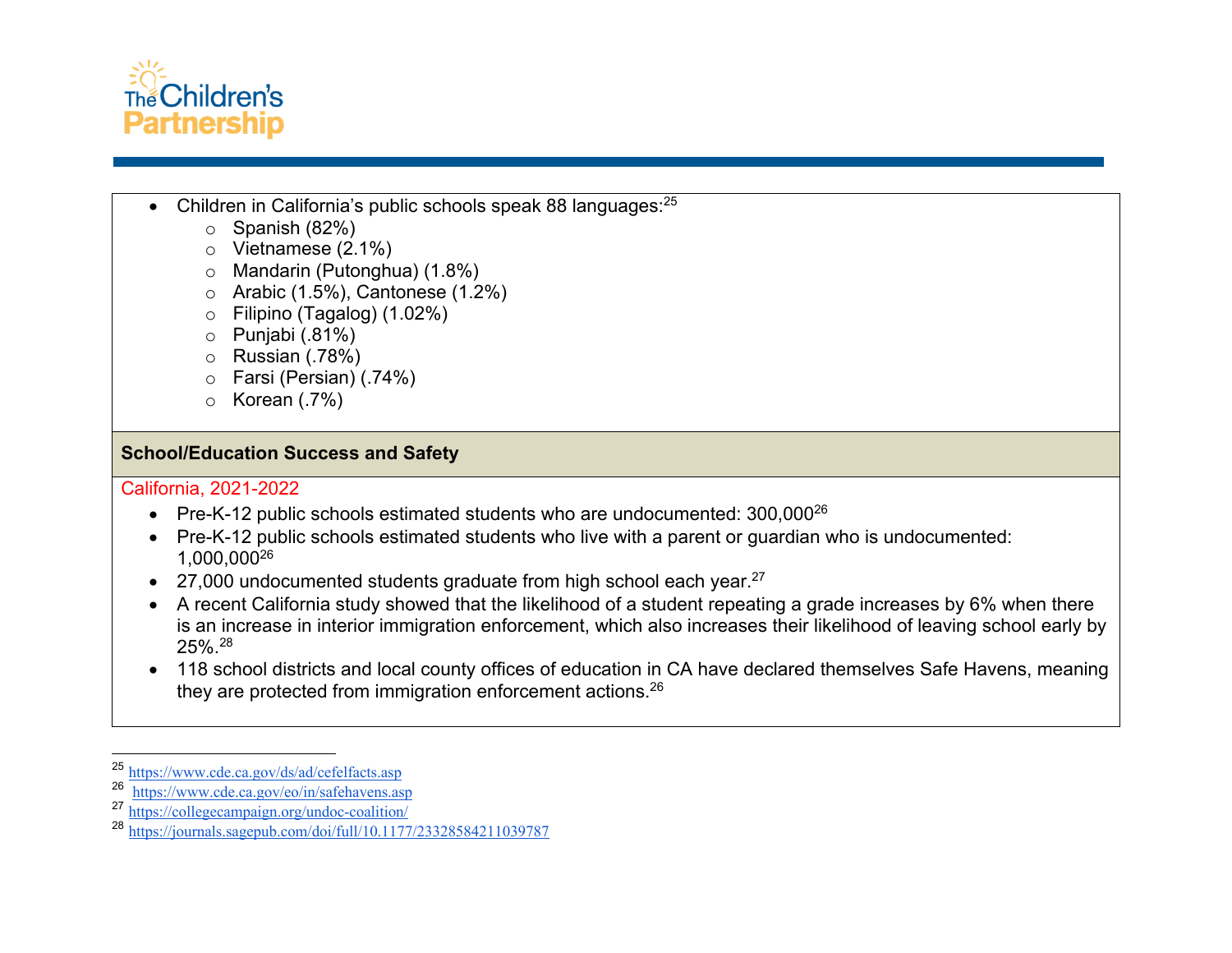- Children in California's public schools speak 88 languages:[25]
  - Spanish (82%)
  - Vietnamese (2.1%)
  - Mandarin (Putonghua) (1.8%)
  - Arabic (1.5%), Cantonese (1.2%)
  - Filipino (Tagalog) (1.02%)
  - Punjabi (.81%)
  - Russian (.78%)
  - Farsi (Persian) (.74%)
  - Korean (.7%)

## School/Education Success and Safety

California, 2021-2022

- Pre-K-12 public schools estimated students who are undocumented: 300,000[26]
- Pre-K-12 public schools estimated students who live with a parent or guardian who is undocumented: 1,000,000[26]
- 27,000 undocumented students graduate from high school each year.[27]
- A recent California study showed that the likelihood of a student repeating a grade increases by 6% when there is an increase in interior immigration enforcement, which also increases their likelihood of leaving school early by 25%.[28]
- 118 school districts and local county offices of education in CA have declared themselves Safe Havens, meaning they are protected from immigration enforcement actions.[26]

---

[25] https://www.cde.ca.gov/ds/ad/cefelfacts.asp

[26] https://www.cde.ca.gov/eo/in/safehavens.asp

[27] https://collegecampaign.org/undoc-coalition/

[28] https://journals.sagepub.com/doi/full/10.1177/23328584211039787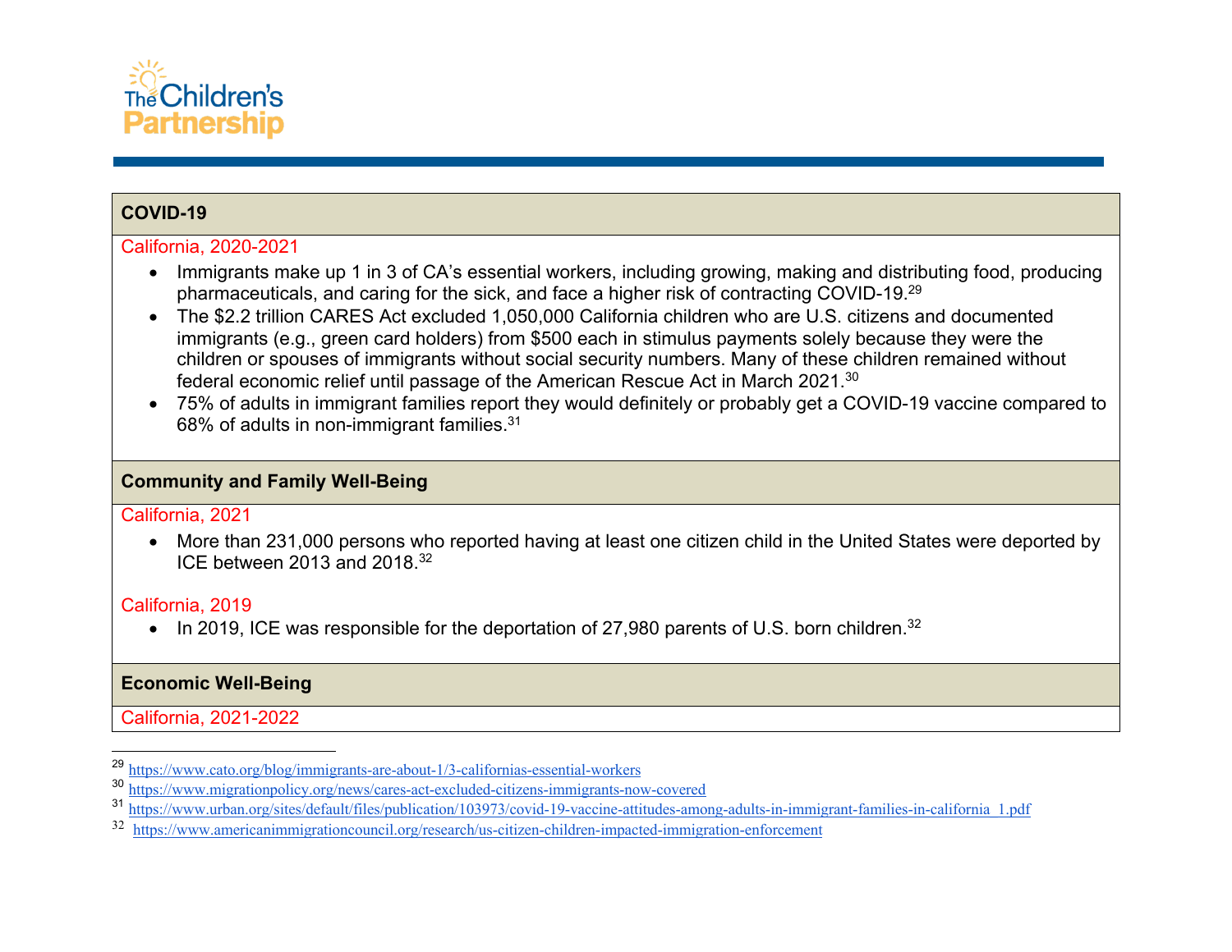## COVID-19

California, 2020-2021

- Immigrants make up 1 in 3 of CA's essential workers, including growing, making and distributing food, producing pharmaceuticals, and caring for the sick, and face a higher risk of contracting COVID-19.[29]
- The $2.2 trillion CARES Act excluded 1,050,000 California children who are U.S. citizens and documented immigrants (e.g., green card holders) from $500 each in stimulus payments solely because they were the children or spouses of immigrants without social security numbers. Many of these children remained without federal economic relief until passage of the American Rescue Act in March 2021.[30]
- 75% of adults in immigrant families report they would definitely or probably get a COVID-19 vaccine compared to 68% of adults in non-immigrant families.[31]

## Community and Family Well-Being

California, 2021

- More than 231,000 persons who reported having at least one citizen child in the United States were deported by ICE between 2013 and 2018.[32]

California, 2019

- In 2019, ICE was responsible for the deportation of 27,980 parents of U.S. born children.[32]

## Economic Well-Being

California, 2021-2022

---

[29] https://www.cato.org/blog/immigrants-are-about-1/3-californias-essential-workers

[30] https://www.migrationpolicy.org/news/cares-act-excluded-citizens-immigrants-now-covered

[31] https://www.urban.org/sites/default/files/publication/103973/covid-19-vaccine-attitudes-among-adults-in-immigrant-families-in-california_1.pdf

[32] https://www.americanimmigrationcouncil.org/research/us-citizen-children-impacted-immigration-enforcement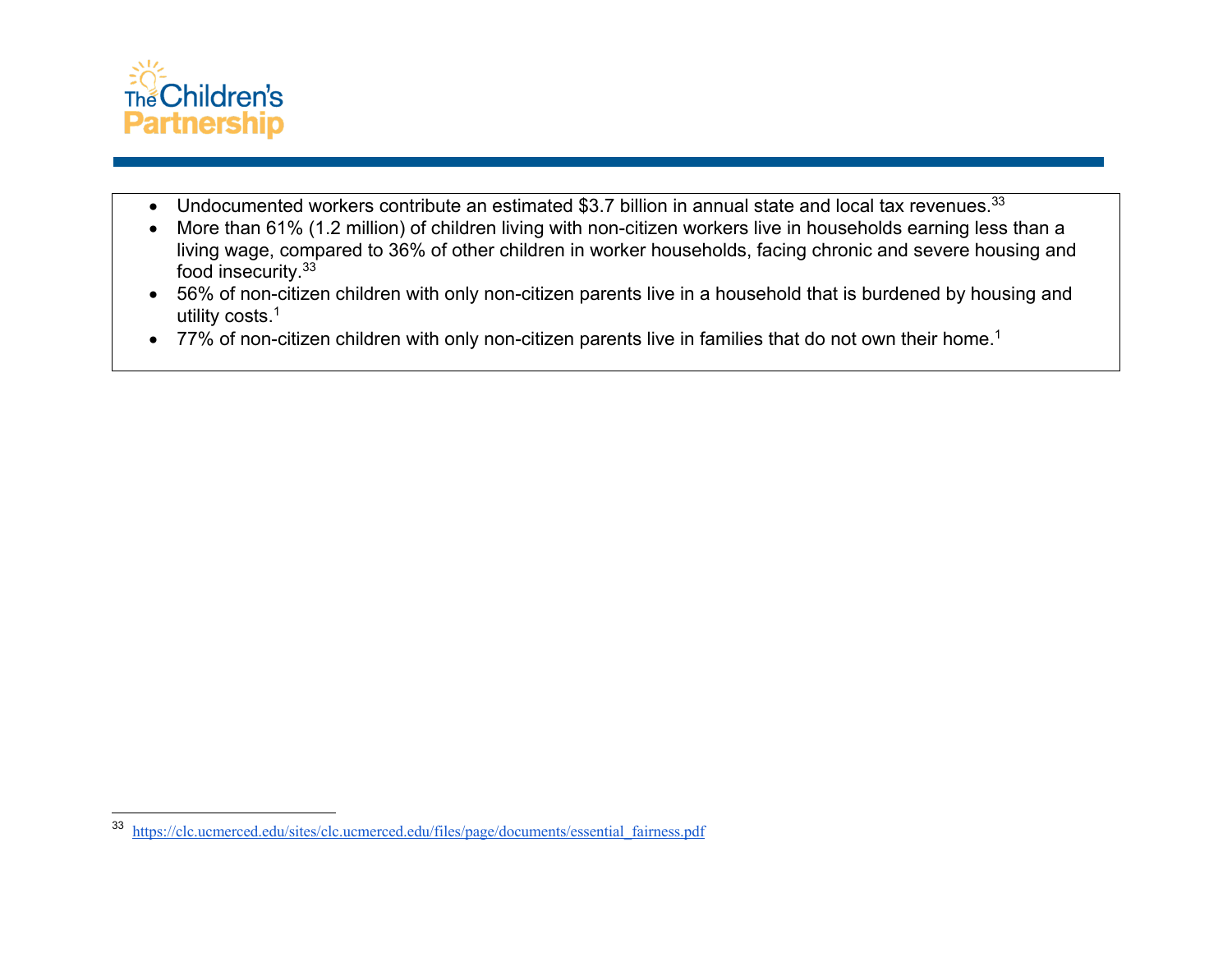- Undocumented workers contribute an estimated $3.7 billion in annual state and local tax revenues.[33]
- More than 61% (1.2 million) of children living with non-citizen workers live in households earning less than a living wage, compared to 36% of other children in worker households, facing chronic and severe housing and food insecurity.[33]
- 56% of non-citizen children with only non-citizen parents live in a household that is burdened by housing and utility costs.[1]
- 77% of non-citizen children with only non-citizen parents live in families that do not own their home.[1]

[33] https://clc.ucmerced.edu/sites/clc.ucmerced.edu/files/page/documents/essential_fairness.pdf